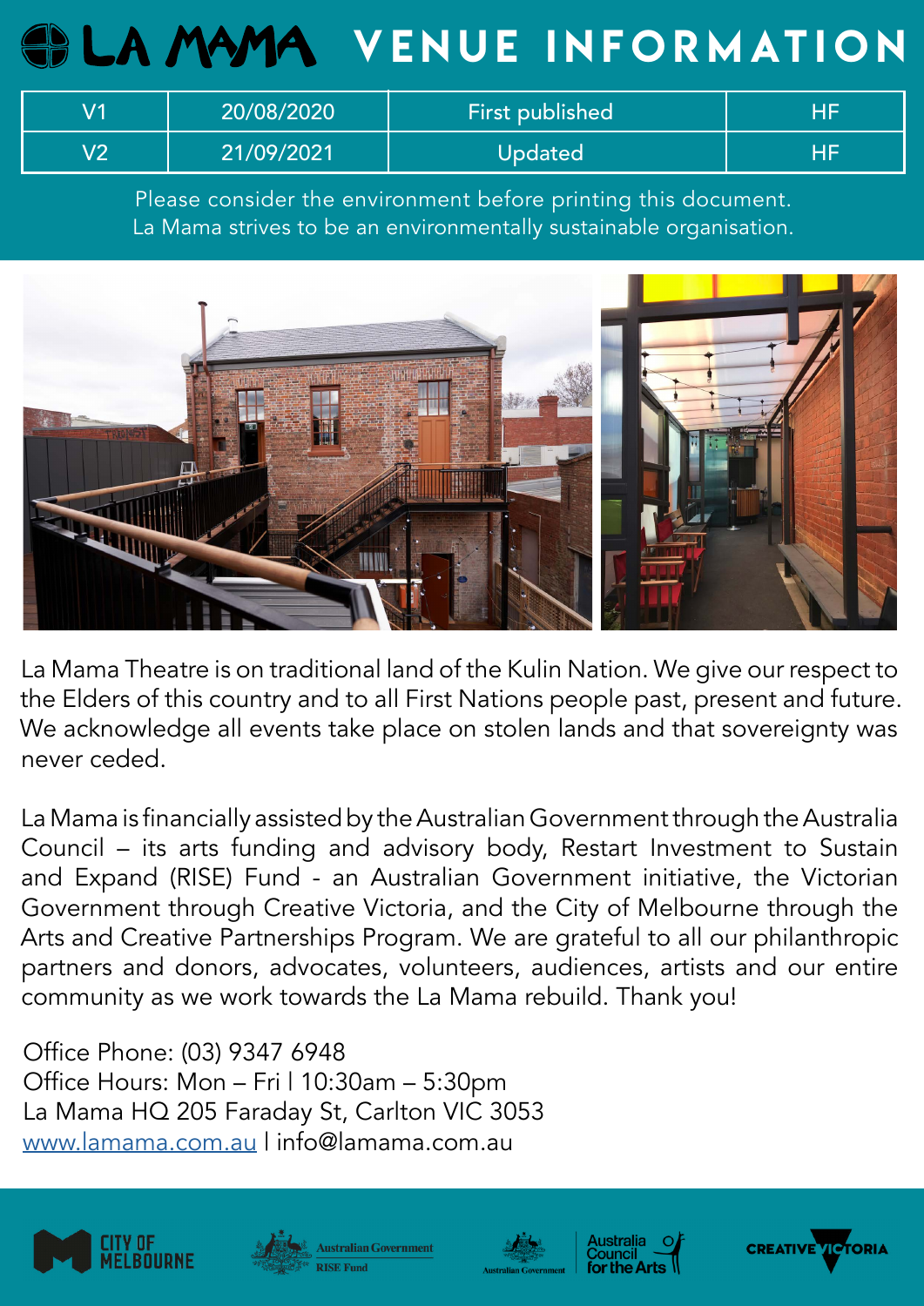# LA MAMA VENUE INFORMATION

| V1 | 20/08/2020 | First published | HF |
|---|---|---|---|
| V2 | 21/09/2021 | Updated | HF |

Please consider the environment before printing this document.
La Mama strives to be an environmentally sustainable organisation.

La Mama Theatre is on traditional land of the Kulin Nation. We give our respect to the Elders of this country and to all First Nations people past, present and future. We acknowledge all events take place on stolen lands and that sovereignty was never ceded.

La Mama is financially assisted by the Australian Government through the Australia Council – its arts funding and advisory body, Restart Investment to Sustain and Expand (RISE) Fund - an Australian Government initiative, the Victorian Government through Creative Victoria, and the City of Melbourne through the Arts and Creative Partnerships Program. We are grateful to all our philanthropic partners and donors, advocates, volunteers, audiences, artists and our entire community as we work towards the La Mama rebuild. Thank you!

Office Phone: (03) 9347 6948
Office Hours: Mon – Fri | 10:30am – 5:30pm
La Mama HQ 205 Faraday St, Carlton VIC 3053
www.lamama.com.au | info@lamama.com.au

CITY OF MELBOURNE | Australian Government RISE Fund | Australian Government Australia Council for the Arts | CREATIVE VICTORIA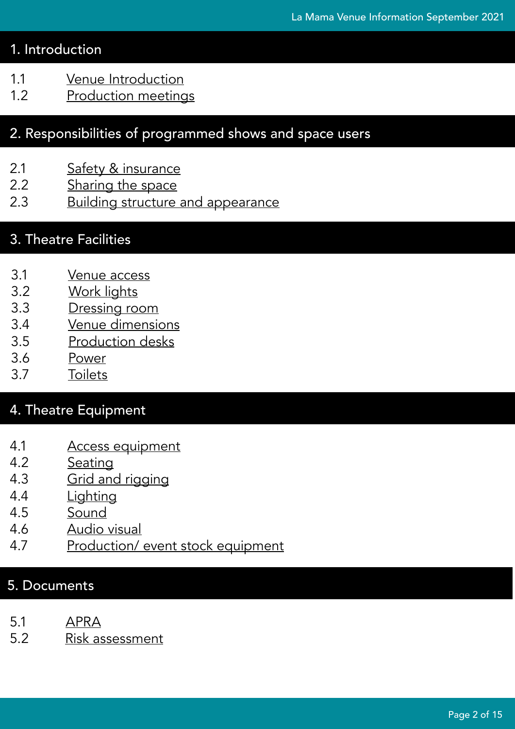## 1. Introduction

1.1 Venue Introduction
1.2 Production meetings

## 2. Responsibilities of programmed shows and space users

2.1 Safety & insurance
2.2 Sharing the space
2.3 Building structure and appearance

## 3. Theatre Facilities

3.1 Venue access
3.2 Work lights
3.3 Dressing room
3.4 Venue dimensions
3.5 Production desks
3.6 Power
3.7 Toilets

## 4. Theatre Equipment

4.1 Access equipment
4.2 Seating
4.3 Grid and rigging
4.4 Lighting
4.5 Sound
4.6 Audio visual
4.7 Production/ event stock equipment

## 5. Documents

5.1 APRA
5.2 Risk assessment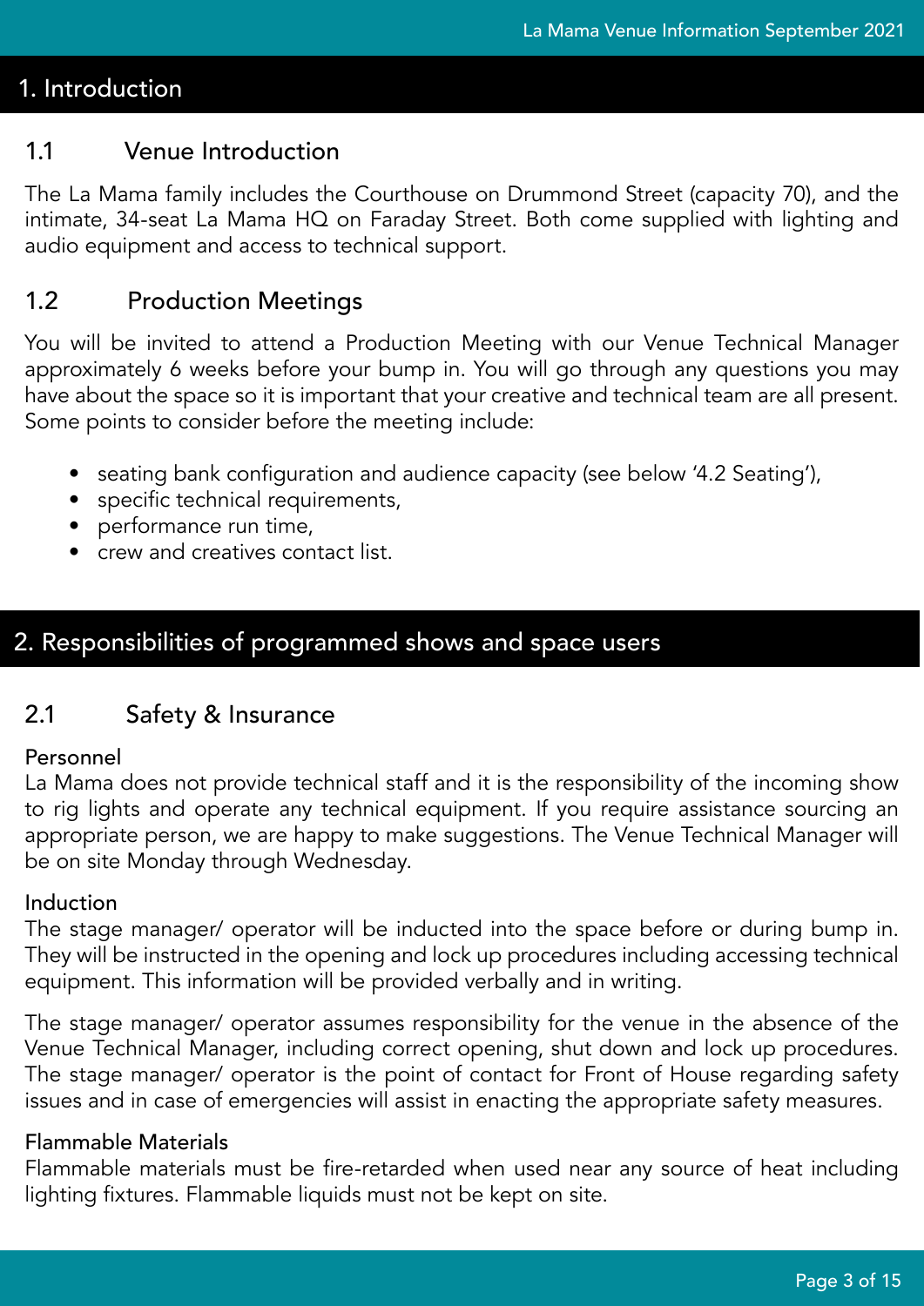# 1. Introduction

## 1.1 Venue Introduction

The La Mama family includes the Courthouse on Drummond Street (capacity 70), and the intimate, 34-seat La Mama HQ on Faraday Street. Both come supplied with lighting and audio equipment and access to technical support.

## 1.2 Production Meetings

You will be invited to attend a Production Meeting with our Venue Technical Manager approximately 6 weeks before your bump in. You will go through any questions you may have about the space so it is important that your creative and technical team are all present. Some points to consider before the meeting include:

- seating bank configuration and audience capacity (see below '4.2 Seating'),
- specific technical requirements,
- performance run time,
- crew and creatives contact list.

# 2. Responsibilities of programmed shows and space users

## 2.1 Safety & Insurance

### Personnel

La Mama does not provide technical staff and it is the responsibility of the incoming show to rig lights and operate any technical equipment. If you require assistance sourcing an appropriate person, we are happy to make suggestions. The Venue Technical Manager will be on site Monday through Wednesday.

### Induction

The stage manager/ operator will be inducted into the space before or during bump in. They will be instructed in the opening and lock up procedures including accessing technical equipment. This information will be provided verbally and in writing.

The stage manager/ operator assumes responsibility for the venue in the absence of the Venue Technical Manager, including correct opening, shut down and lock up procedures. The stage manager/ operator is the point of contact for Front of House regarding safety issues and in case of emergencies will assist in enacting the appropriate safety measures.

### Flammable Materials

Flammable materials must be fire-retarded when used near any source of heat including lighting fixtures. Flammable liquids must not be kept on site.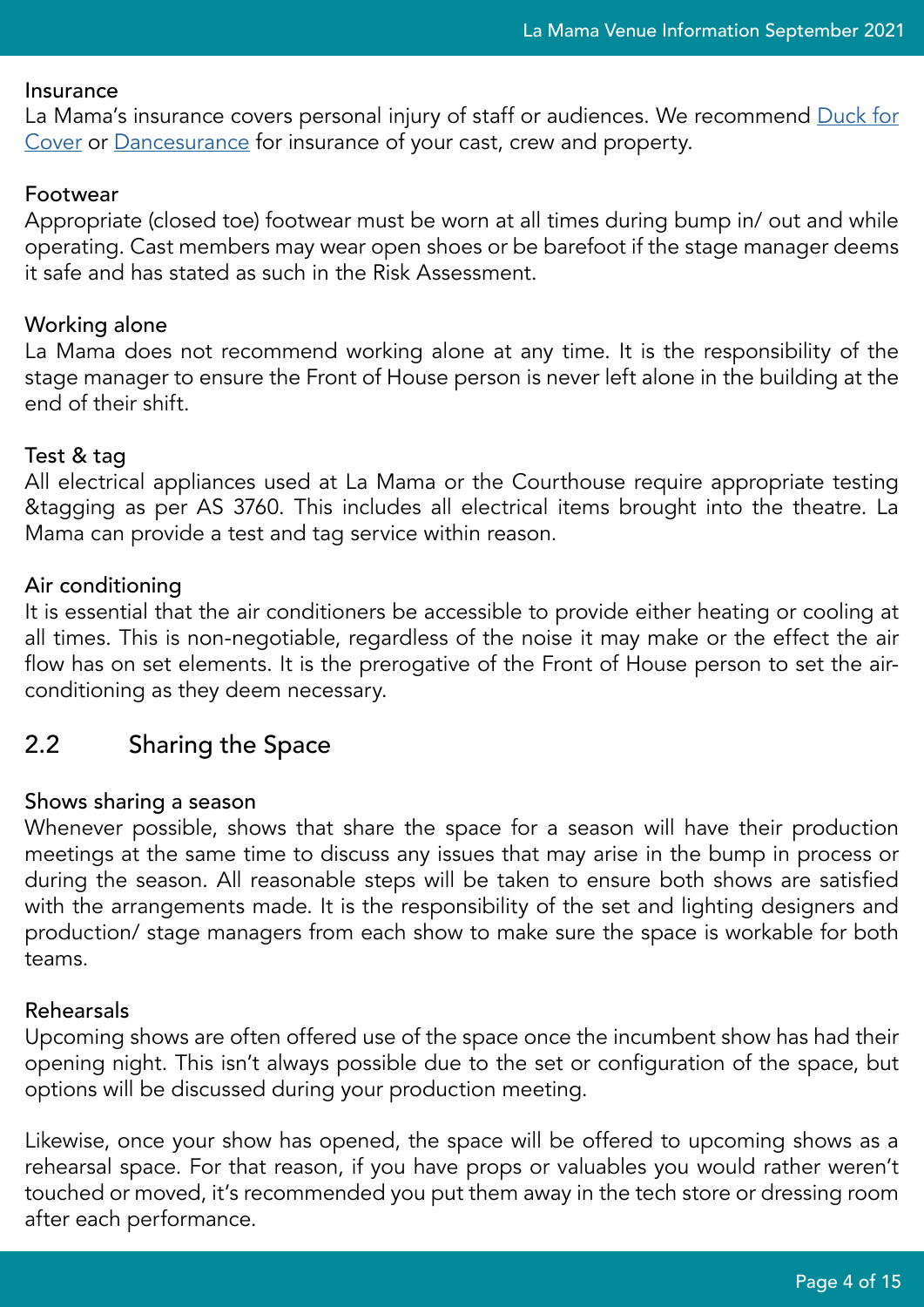### Insurance

La Mama's insurance covers personal injury of staff or audiences. We recommend [Duck for Cover]() or [Dancesurance]() for insurance of your cast, crew and property.

### Footwear

Appropriate (closed toe) footwear must be worn at all times during bump in/ out and while operating. Cast members may wear open shoes or be barefoot if the stage manager deems it safe and has stated as such in the Risk Assessment.

### Working alone

La Mama does not recommend working alone at any time. It is the responsibility of the stage manager to ensure the Front of House person is never left alone in the building at the end of their shift.

### Test & tag

All electrical appliances used at La Mama or the Courthouse require appropriate testing &tagging as per AS 3760. This includes all electrical items brought into the theatre. La Mama can provide a test and tag service within reason.

### Air conditioning

It is essential that the air conditioners be accessible to provide either heating or cooling at all times. This is non-negotiable, regardless of the noise it may make or the effect the air flow has on set elements. It is the prerogative of the Front of House person to set the air-conditioning as they deem necessary.

## 2.2 Sharing the Space

### Shows sharing a season

Whenever possible, shows that share the space for a season will have their production meetings at the same time to discuss any issues that may arise in the bump in process or during the season. All reasonable steps will be taken to ensure both shows are satisfied with the arrangements made. It is the responsibility of the set and lighting designers and production/ stage managers from each show to make sure the space is workable for both teams.

### Rehearsals

Upcoming shows are often offered use of the space once the incumbent show has had their opening night. This isn't always possible due to the set or configuration of the space, but options will be discussed during your production meeting.

Likewise, once your show has opened, the space will be offered to upcoming shows as a rehearsal space. For that reason, if you have props or valuables you would rather weren't touched or moved, it's recommended you put them away in the tech store or dressing room after each performance.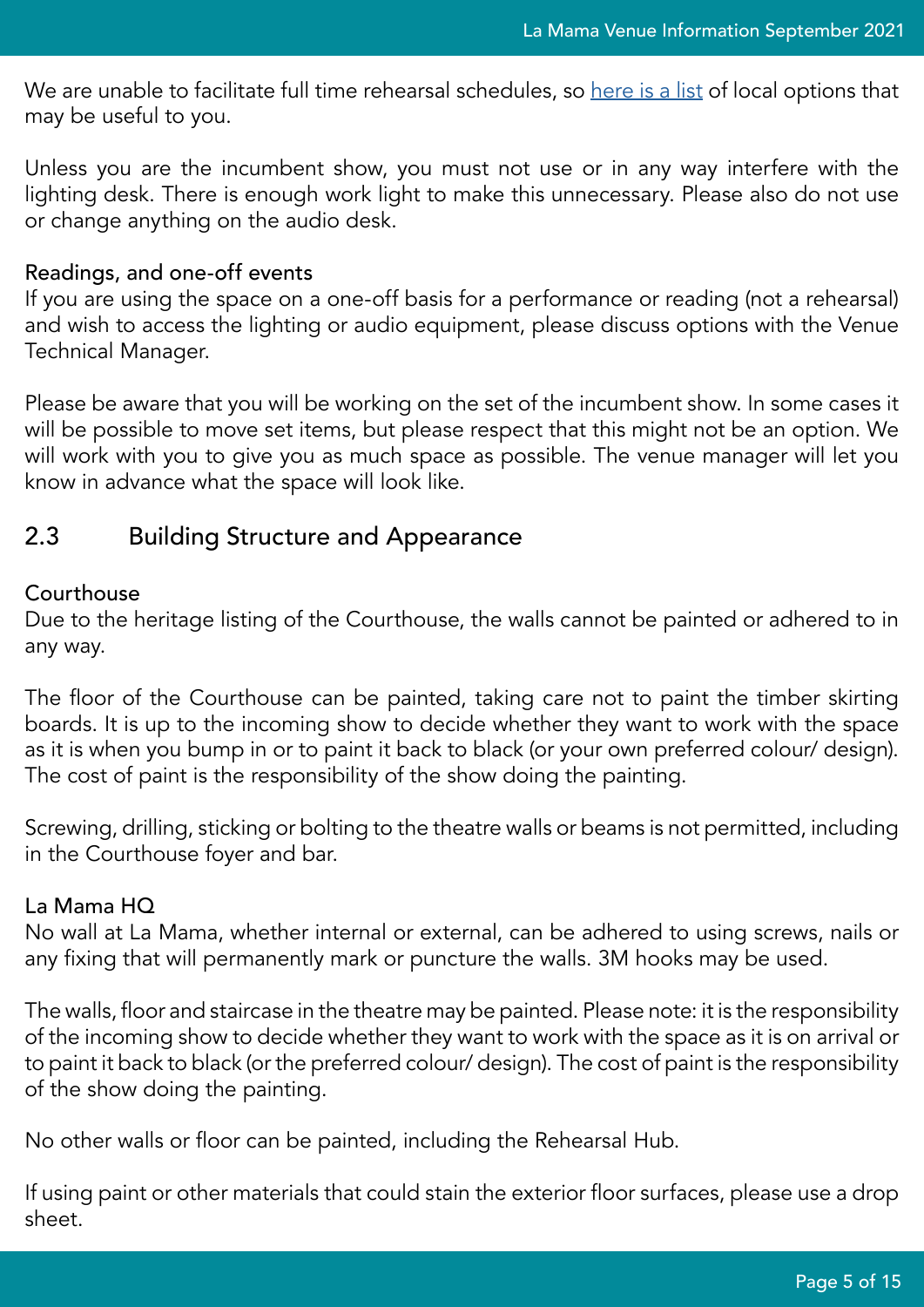We are unable to facilitate full time rehearsal schedules, so [here is a list]() of local options that may be useful to you.

Unless you are the incumbent show, you must not use or in any way interfere with the lighting desk. There is enough work light to make this unnecessary. Please also do not use or change anything on the audio desk.

### Readings, and one-off events

If you are using the space on a one-off basis for a performance or reading (not a rehearsal) and wish to access the lighting or audio equipment, please discuss options with the Venue Technical Manager.

Please be aware that you will be working on the set of the incumbent show. In some cases it will be possible to move set items, but please respect that this might not be an option. We will work with you to give you as much space as possible. The venue manager will let you know in advance what the space will look like.

## 2.3 Building Structure and Appearance

### Courthouse

Due to the heritage listing of the Courthouse, the walls cannot be painted or adhered to in any way.

The floor of the Courthouse can be painted, taking care not to paint the timber skirting boards. It is up to the incoming show to decide whether they want to work with the space as it is when you bump in or to paint it back to black (or your own preferred colour/ design). The cost of paint is the responsibility of the show doing the painting.

Screwing, drilling, sticking or bolting to the theatre walls or beams is not permitted, including in the Courthouse foyer and bar.

### La Mama HQ

No wall at La Mama, whether internal or external, can be adhered to using screws, nails or any fixing that will permanently mark or puncture the walls. 3M hooks may be used.

The walls, floor and staircase in the theatre may be painted. Please note: it is the responsibility of the incoming show to decide whether they want to work with the space as it is on arrival or to paint it back to black (or the preferred colour/ design). The cost of paint is the responsibility of the show doing the painting.

No other walls or floor can be painted, including the Rehearsal Hub.

If using paint or other materials that could stain the exterior floor surfaces, please use a drop sheet.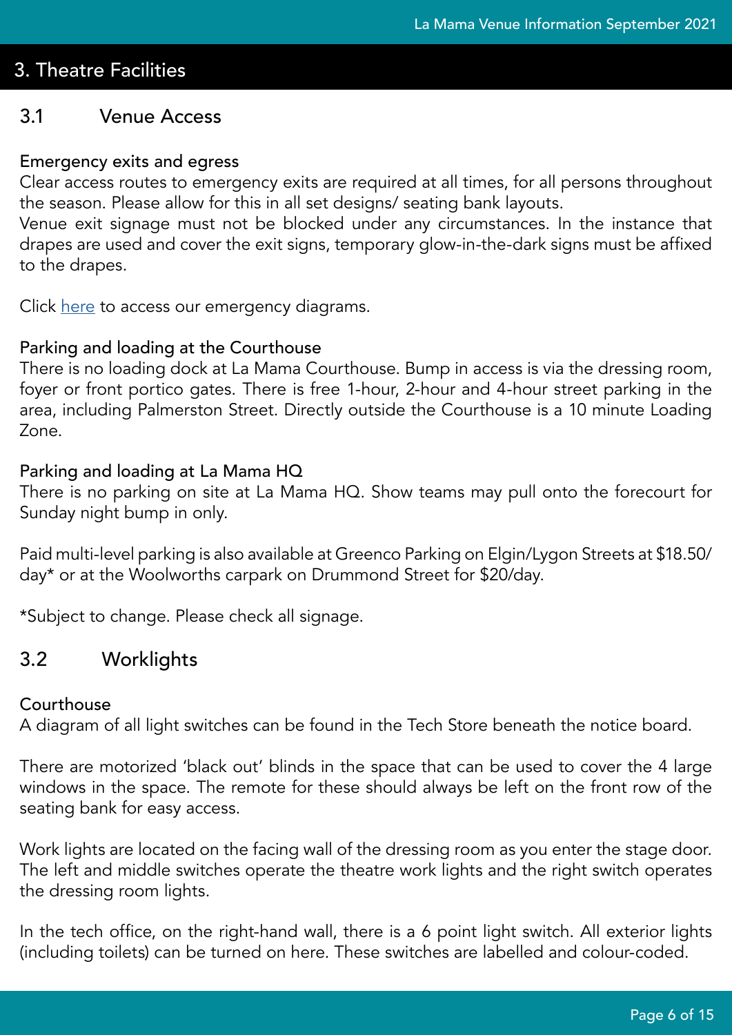# 3. Theatre Facilities

## 3.1 Venue Access

### Emergency exits and egress

Clear access routes to emergency exits are required at all times, for all persons throughout the season. Please allow for this in all set designs/ seating bank layouts.

Venue exit signage must not be blocked under any circumstances. In the instance that drapes are used and cover the exit signs, temporary glow-in-the-dark signs must be affixed to the drapes.

Click here to access our emergency diagrams.

### Parking and loading at the Courthouse

There is no loading dock at La Mama Courthouse. Bump in access is via the dressing room, foyer or front portico gates. There is free 1-hour, 2-hour and 4-hour street parking in the area, including Palmerston Street. Directly outside the Courthouse is a 10 minute Loading Zone.

### Parking and loading at La Mama HQ

There is no parking on site at La Mama HQ. Show teams may pull onto the forecourt for Sunday night bump in only.

Paid multi-level parking is also available at Greenco Parking on Elgin/Lygon Streets at $18.50/day* or at the Woolworths carpark on Drummond Street for $20/day.

*Subject to change. Please check all signage.

## 3.2 Worklights

### Courthouse

A diagram of all light switches can be found in the Tech Store beneath the notice board.

There are motorized 'black out' blinds in the space that can be used to cover the 4 large windows in the space. The remote for these should always be left on the front row of the seating bank for easy access.

Work lights are located on the facing wall of the dressing room as you enter the stage door. The left and middle switches operate the theatre work lights and the right switch operates the dressing room lights.

In the tech office, on the right-hand wall, there is a 6 point light switch. All exterior lights (including toilets) can be turned on here. These switches are labelled and colour-coded.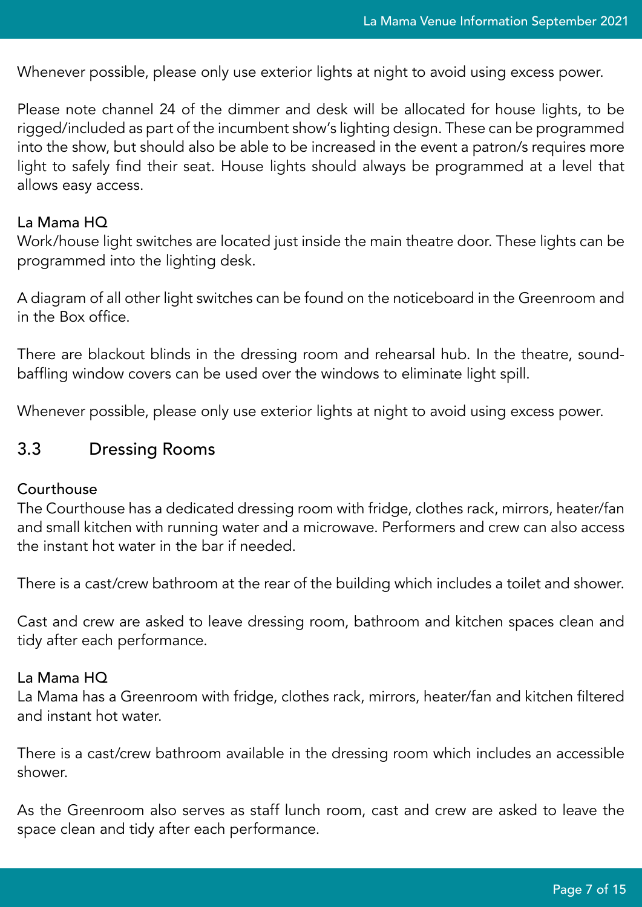Whenever possible, please only use exterior lights at night to avoid using excess power.

Please note channel 24 of the dimmer and desk will be allocated for house lights, to be rigged/included as part of the incumbent show's lighting design. These can be programmed into the show, but should also be able to be increased in the event a patron/s requires more light to safely find their seat. House lights should always be programmed at a level that allows easy access.

#### La Mama HQ

Work/house light switches are located just inside the main theatre door. These lights can be programmed into the lighting desk.

A diagram of all other light switches can be found on the noticeboard in the Greenroom and in the Box office.

There are blackout blinds in the dressing room and rehearsal hub. In the theatre, sound-baffling window covers can be used over the windows to eliminate light spill.

Whenever possible, please only use exterior lights at night to avoid using excess power.

## 3.3 Dressing Rooms

#### Courthouse

The Courthouse has a dedicated dressing room with fridge, clothes rack, mirrors, heater/fan and small kitchen with running water and a microwave. Performers and crew can also access the instant hot water in the bar if needed.

There is a cast/crew bathroom at the rear of the building which includes a toilet and shower.

Cast and crew are asked to leave dressing room, bathroom and kitchen spaces clean and tidy after each performance.

#### La Mama HQ

La Mama has a Greenroom with fridge, clothes rack, mirrors, heater/fan and kitchen filtered and instant hot water.

There is a cast/crew bathroom available in the dressing room which includes an accessible shower.

As the Greenroom also serves as staff lunch room, cast and crew are asked to leave the space clean and tidy after each performance.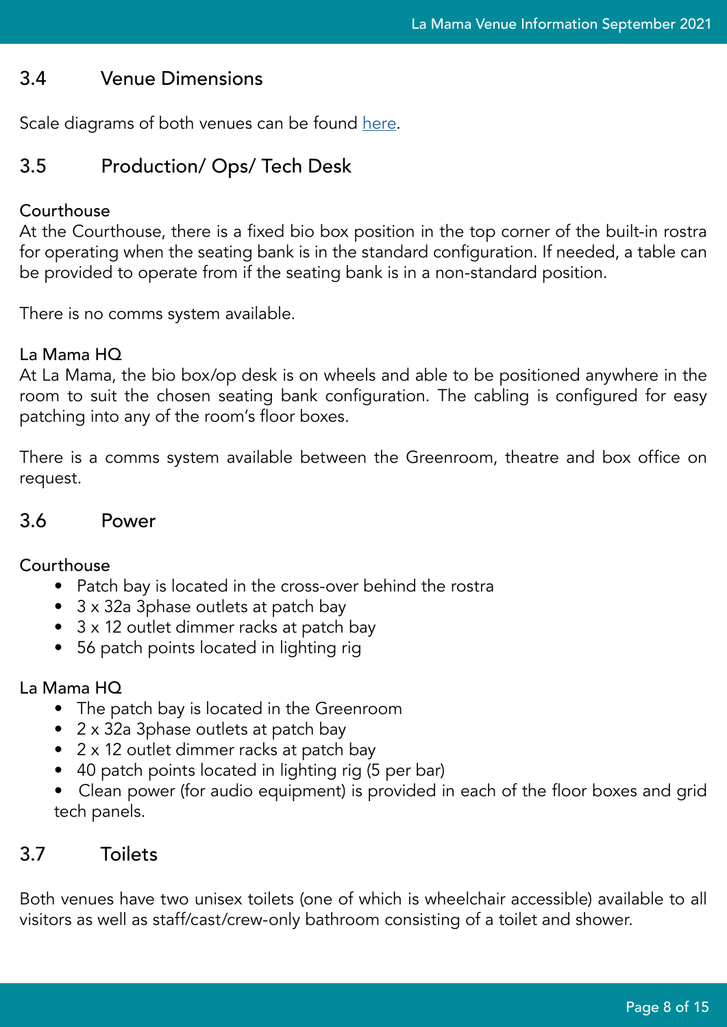## 3.4 Venue Dimensions

Scale diagrams of both venues can be found here.

## 3.5 Production/ Ops/ Tech Desk

**Courthouse**

At the Courthouse, there is a fixed bio box position in the top corner of the built-in rostra for operating when the seating bank is in the standard configuration. If needed, a table can be provided to operate from if the seating bank is in a non-standard position.

There is no comms system available.

**La Mama HQ**

At La Mama, the bio box/op desk is on wheels and able to be positioned anywhere in the room to suit the chosen seating bank configuration. The cabling is configured for easy patching into any of the room's floor boxes.

There is a comms system available between the Greenroom, theatre and box office on request.

## 3.6 Power

**Courthouse**

- Patch bay is located in the cross-over behind the rostra
- 3 x 32a 3phase outlets at patch bay
- 3 x 12 outlet dimmer racks at patch bay
- 56 patch points located in lighting rig

**La Mama HQ**

- The patch bay is located in the Greenroom
- 2 x 32a 3phase outlets at patch bay
- 2 x 12 outlet dimmer racks at patch bay
- 40 patch points located in lighting rig (5 per bar)
- Clean power (for audio equipment) is provided in each of the floor boxes and grid tech panels.

## 3.7 Toilets

Both venues have two unisex toilets (one of which is wheelchair accessible) available to all visitors as well as staff/cast/crew-only bathroom consisting of a toilet and shower.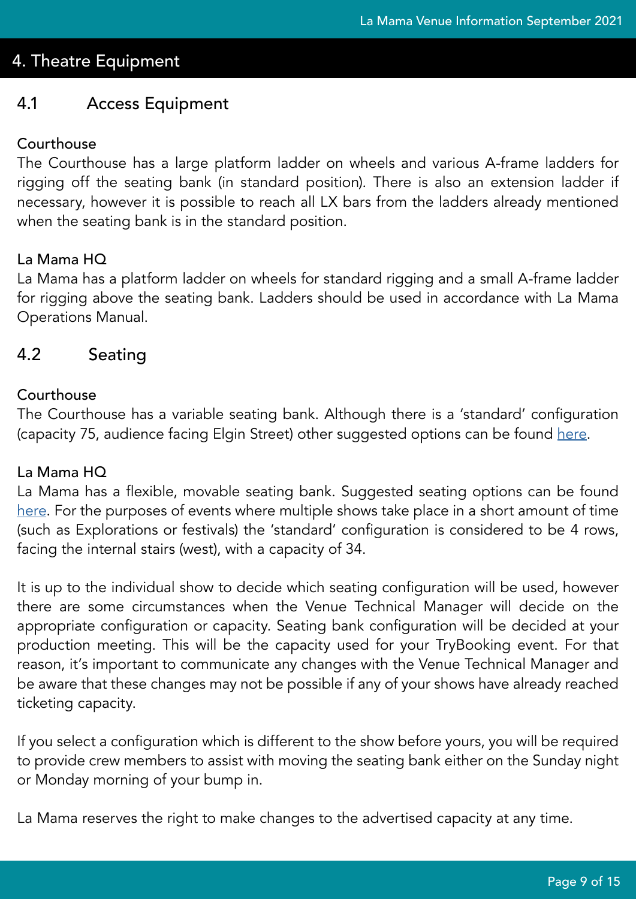# 4. Theatre Equipment

## 4.1 Access Equipment

### Courthouse

The Courthouse has a large platform ladder on wheels and various A-frame ladders for rigging off the seating bank (in standard position). There is also an extension ladder if necessary, however it is possible to reach all LX bars from the ladders already mentioned when the seating bank is in the standard position.

### La Mama HQ

La Mama has a platform ladder on wheels for standard rigging and a small A-frame ladder for rigging above the seating bank. Ladders should be used in accordance with La Mama Operations Manual.

## 4.2 Seating

### Courthouse

The Courthouse has a variable seating bank. Although there is a 'standard' configuration (capacity 75, audience facing Elgin Street) other suggested options can be found here.

### La Mama HQ

La Mama has a flexible, movable seating bank. Suggested seating options can be found here. For the purposes of events where multiple shows take place in a short amount of time (such as Explorations or festivals) the 'standard' configuration is considered to be 4 rows, facing the internal stairs (west), with a capacity of 34.

It is up to the individual show to decide which seating configuration will be used, however there are some circumstances when the Venue Technical Manager will decide on the appropriate configuration or capacity. Seating bank configuration will be decided at your production meeting. This will be the capacity used for your TryBooking event. For that reason, it's important to communicate any changes with the Venue Technical Manager and be aware that these changes may not be possible if any of your shows have already reached ticketing capacity.

If you select a configuration which is different to the show before yours, you will be required to provide crew members to assist with moving the seating bank either on the Sunday night or Monday morning of your bump in.

La Mama reserves the right to make changes to the advertised capacity at any time.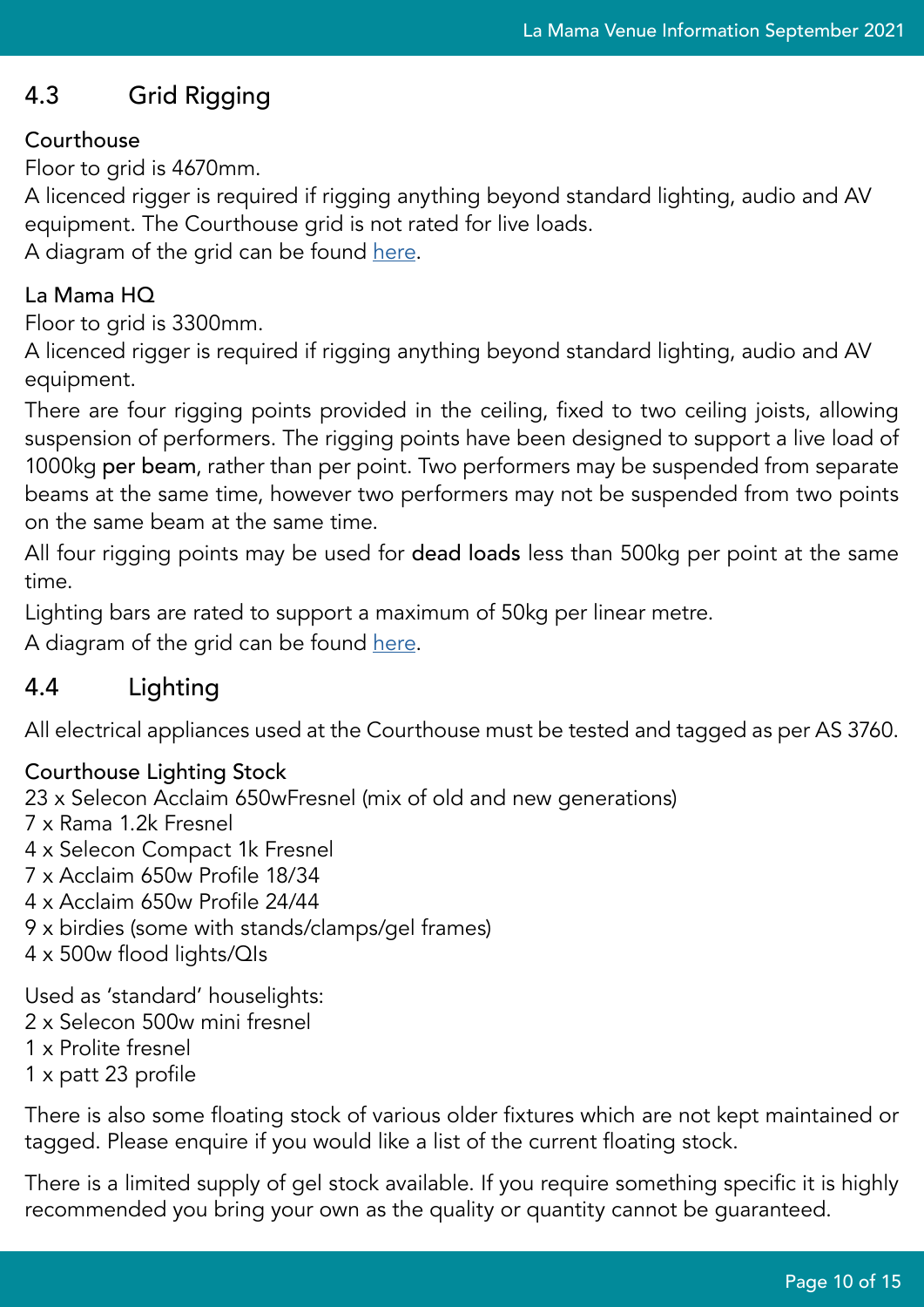## 4.3 Grid Rigging

### Courthouse

Floor to grid is 4670mm.
A licenced rigger is required if rigging anything beyond standard lighting, audio and AV equipment. The Courthouse grid is not rated for live loads.
A diagram of the grid can be found [here](here).

### La Mama HQ

Floor to grid is 3300mm.
A licenced rigger is required if rigging anything beyond standard lighting, audio and AV equipment.
There are four rigging points provided in the ceiling, fixed to two ceiling joists, allowing suspension of performers. The rigging points have been designed to support a live load of 1000kg **per beam**, rather than per point. Two performers may be suspended from separate beams at the same time, however two performers may not be suspended from two points on the same beam at the same time.
All four rigging points may be used for **dead loads** less than 500kg per point at the same time.
Lighting bars are rated to support a maximum of 50kg per linear metre.
A diagram of the grid can be found [here](here).

## 4.4 Lighting

All electrical appliances used at the Courthouse must be tested and tagged as per AS 3760.

### Courthouse Lighting Stock

23 x Selecon Acclaim 650wFresnel (mix of old and new generations)
7 x Rama 1.2k Fresnel
4 x Selecon Compact 1k Fresnel
7 x Acclaim 650w Profile 18/34
4 x Acclaim 650w Profile 24/44
9 x birdies (some with stands/clamps/gel frames)
4 x 500w flood lights/QIs

Used as 'standard' houselights:
2 x Selecon 500w mini fresnel
1 x Prolite fresnel
1 x patt 23 profile

There is also some floating stock of various older fixtures which are not kept maintained or tagged. Please enquire if you would like a list of the current floating stock.

There is a limited supply of gel stock available. If you require something specific it is highly recommended you bring your own as the quality or quantity cannot be guaranteed.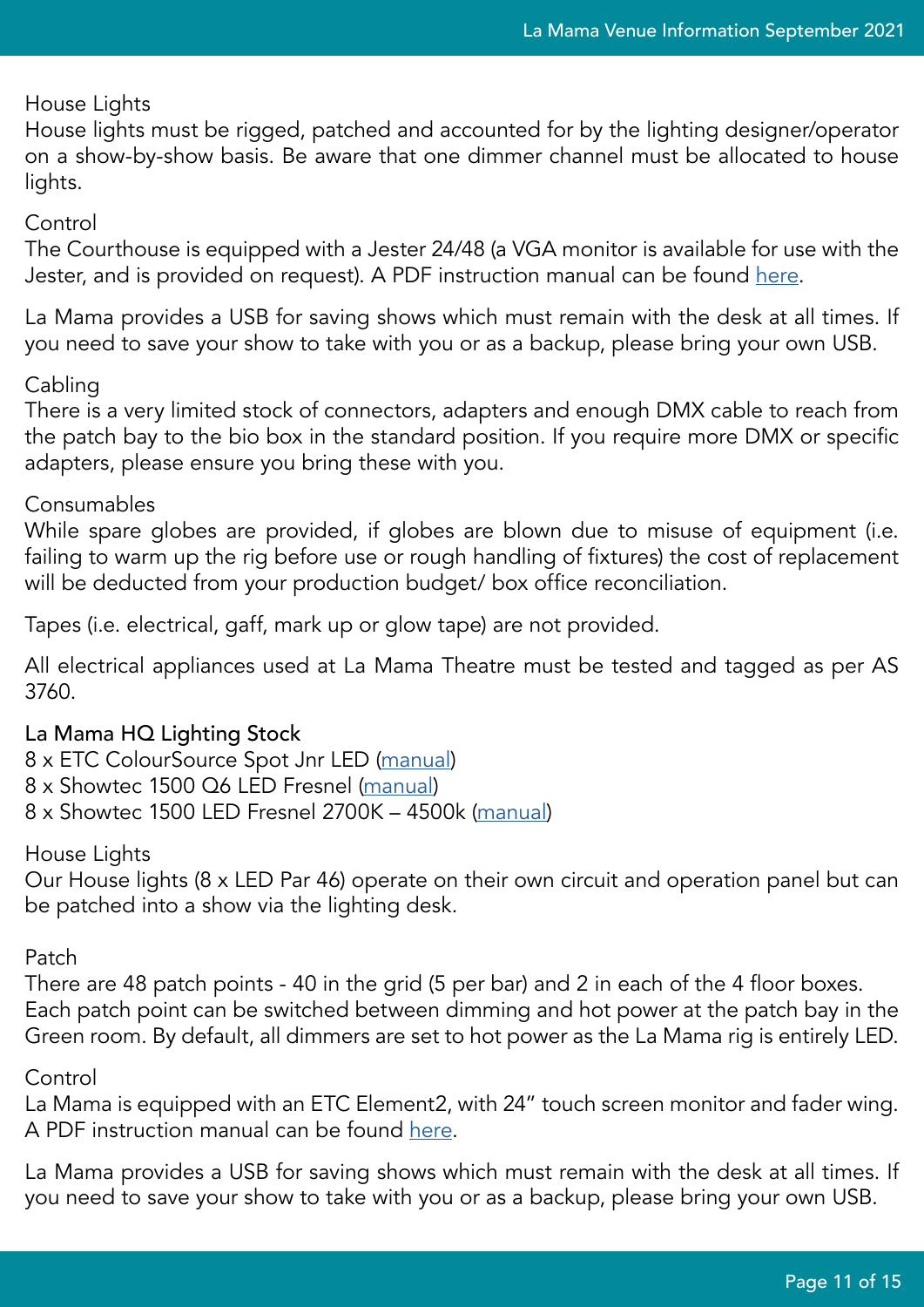House Lights
House lights must be rigged, patched and accounted for by the lighting designer/operator on a show-by-show basis. Be aware that one dimmer channel must be allocated to house lights.

Control
The Courthouse is equipped with a Jester 24/48 (a VGA monitor is available for use with the Jester, and is provided on request). A PDF instruction manual can be found here.

La Mama provides a USB for saving shows which must remain with the desk at all times. If you need to save your show to take with you or as a backup, please bring your own USB.

Cabling
There is a very limited stock of connectors, adapters and enough DMX cable to reach from the patch bay to the bio box in the standard position. If you require more DMX or specific adapters, please ensure you bring these with you.

Consumables
While spare globes are provided, if globes are blown due to misuse of equipment (i.e. failing to warm up the rig before use or rough handling of fixtures) the cost of replacement will be deducted from your production budget/ box office reconciliation.

Tapes (i.e. electrical, gaff, mark up or glow tape) are not provided.

All electrical appliances used at La Mama Theatre must be tested and tagged as per AS 3760.

## La Mama HQ Lighting Stock

8 x ETC ColourSource Spot Jnr LED (manual)
8 x Showtec 1500 Q6 LED Fresnel (manual)
8 x Showtec 1500 LED Fresnel 2700K – 4500k (manual)

House Lights
Our House lights (8 x LED Par 46) operate on their own circuit and operation panel but can be patched into a show via the lighting desk.

Patch
There are 48 patch points - 40 in the grid (5 per bar) and 2 in each of the 4 floor boxes. Each patch point can be switched between dimming and hot power at the patch bay in the Green room. By default, all dimmers are set to hot power as the La Mama rig is entirely LED.

Control
La Mama is equipped with an ETC Element2, with 24" touch screen monitor and fader wing. A PDF instruction manual can be found here.

La Mama provides a USB for saving shows which must remain with the desk at all times. If you need to save your show to take with you or as a backup, please bring your own USB.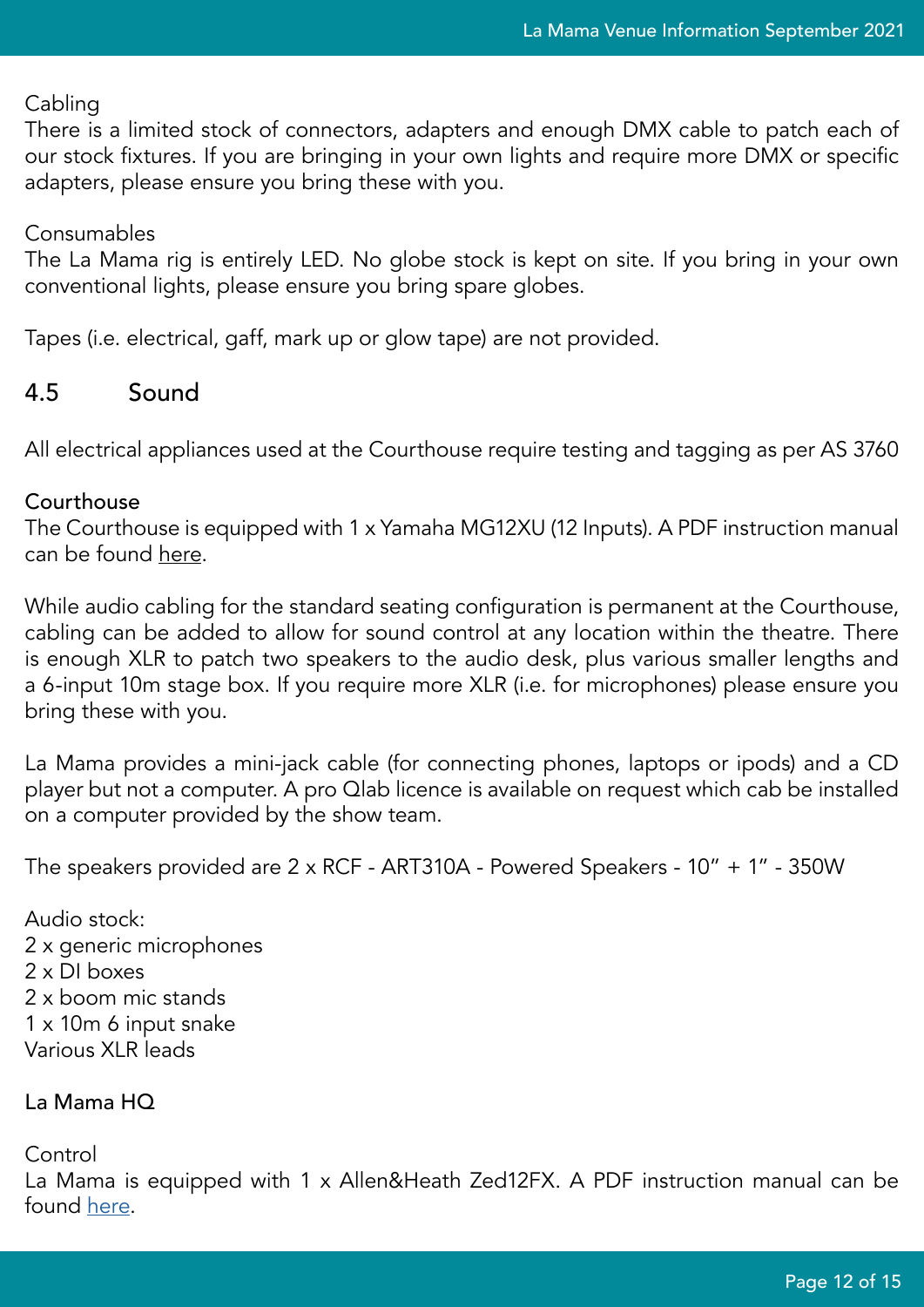Cabling

There is a limited stock of connectors, adapters and enough DMX cable to patch each of our stock fixtures. If you are bringing in your own lights and require more DMX or specific adapters, please ensure you bring these with you.

Consumables

The La Mama rig is entirely LED. No globe stock is kept on site. If you bring in your own conventional lights, please ensure you bring spare globes.

Tapes (i.e. electrical, gaff, mark up or glow tape) are not provided.

## 4.5 Sound

All electrical appliances used at the Courthouse require testing and tagging as per AS 3760

### Courthouse

The Courthouse is equipped with 1 x Yamaha MG12XU (12 Inputs). A PDF instruction manual can be found here.

While audio cabling for the standard seating configuration is permanent at the Courthouse, cabling can be added to allow for sound control at any location within the theatre. There is enough XLR to patch two speakers to the audio desk, plus various smaller lengths and a 6-input 10m stage box. If you require more XLR (i.e. for microphones) please ensure you bring these with you.

La Mama provides a mini-jack cable (for connecting phones, laptops or ipods) and a CD player but not a computer. A pro Qlab licence is available on request which cab be installed on a computer provided by the show team.

The speakers provided are 2 x RCF - ART310A - Powered Speakers - 10" + 1" - 350W

Audio stock:
2 x generic microphones
2 x DI boxes
2 x boom mic stands
1 x 10m 6 input snake
Various XLR leads

### La Mama HQ

Control

La Mama is equipped with 1 x Allen&Heath Zed12FX. A PDF instruction manual can be found here.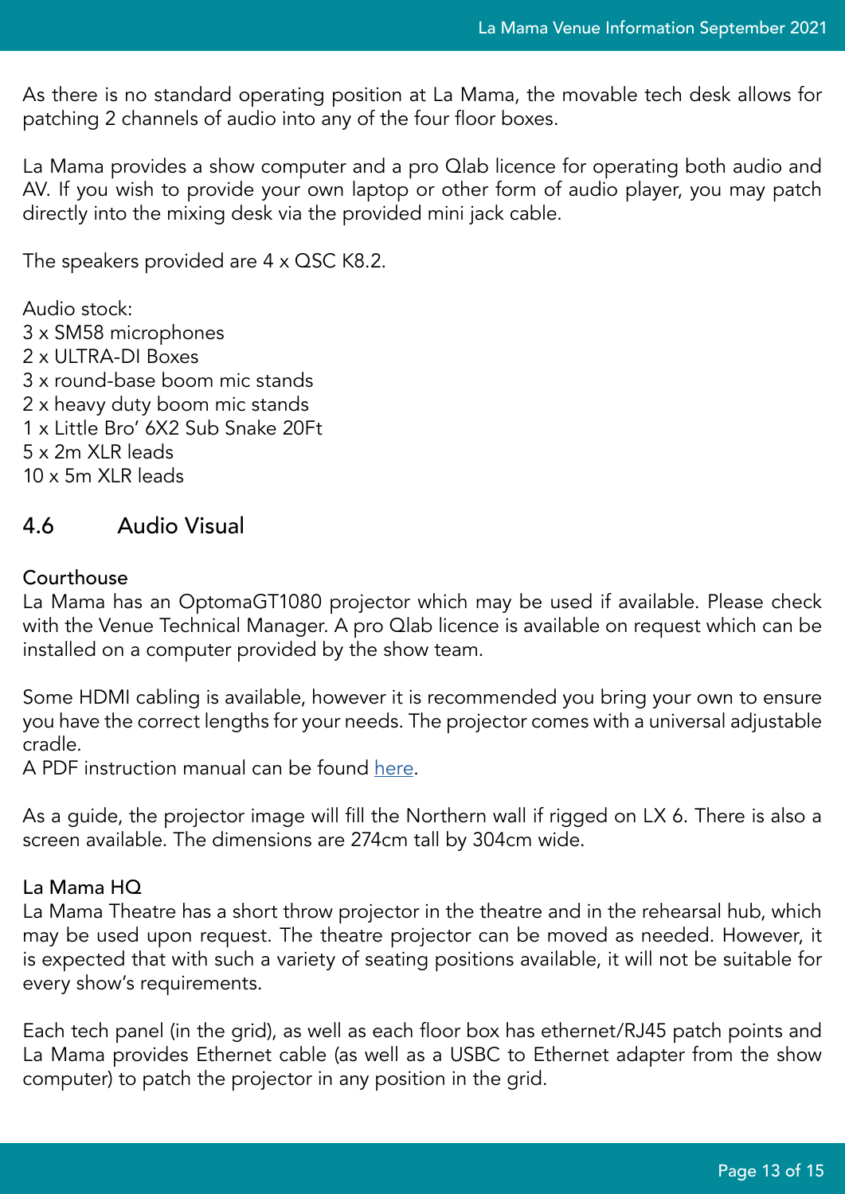As there is no standard operating position at La Mama, the movable tech desk allows for patching 2 channels of audio into any of the four floor boxes.

La Mama provides a show computer and a pro Qlab licence for operating both audio and AV. If you wish to provide your own laptop or other form of audio player, you may patch directly into the mixing desk via the provided mini jack cable.

The speakers provided are 4 x QSC K8.2.

Audio stock:
3 x SM58 microphones
2 x ULTRA-DI Boxes
3 x round-base boom mic stands
2 x heavy duty boom mic stands
1 x Little Bro' 6X2 Sub Snake 20Ft
5 x 2m XLR leads
10 x 5m XLR leads

## 4.6 Audio Visual

### Courthouse

La Mama has an OptomaGT1080 projector which may be used if available. Please check with the Venue Technical Manager. A pro Qlab licence is available on request which can be installed on a computer provided by the show team.

Some HDMI cabling is available, however it is recommended you bring your own to ensure you have the correct lengths for your needs. The projector comes with a universal adjustable cradle.
A PDF instruction manual can be found [here](here).

As a guide, the projector image will fill the Northern wall if rigged on LX 6. There is also a screen available. The dimensions are 274cm tall by 304cm wide.

### La Mama HQ

La Mama Theatre has a short throw projector in the theatre and in the rehearsal hub, which may be used upon request. The theatre projector can be moved as needed. However, it is expected that with such a variety of seating positions available, it will not be suitable for every show's requirements.

Each tech panel (in the grid), as well as each floor box has ethernet/RJ45 patch points and La Mama provides Ethernet cable (as well as a USBC to Ethernet adapter from the show computer) to patch the projector in any position in the grid.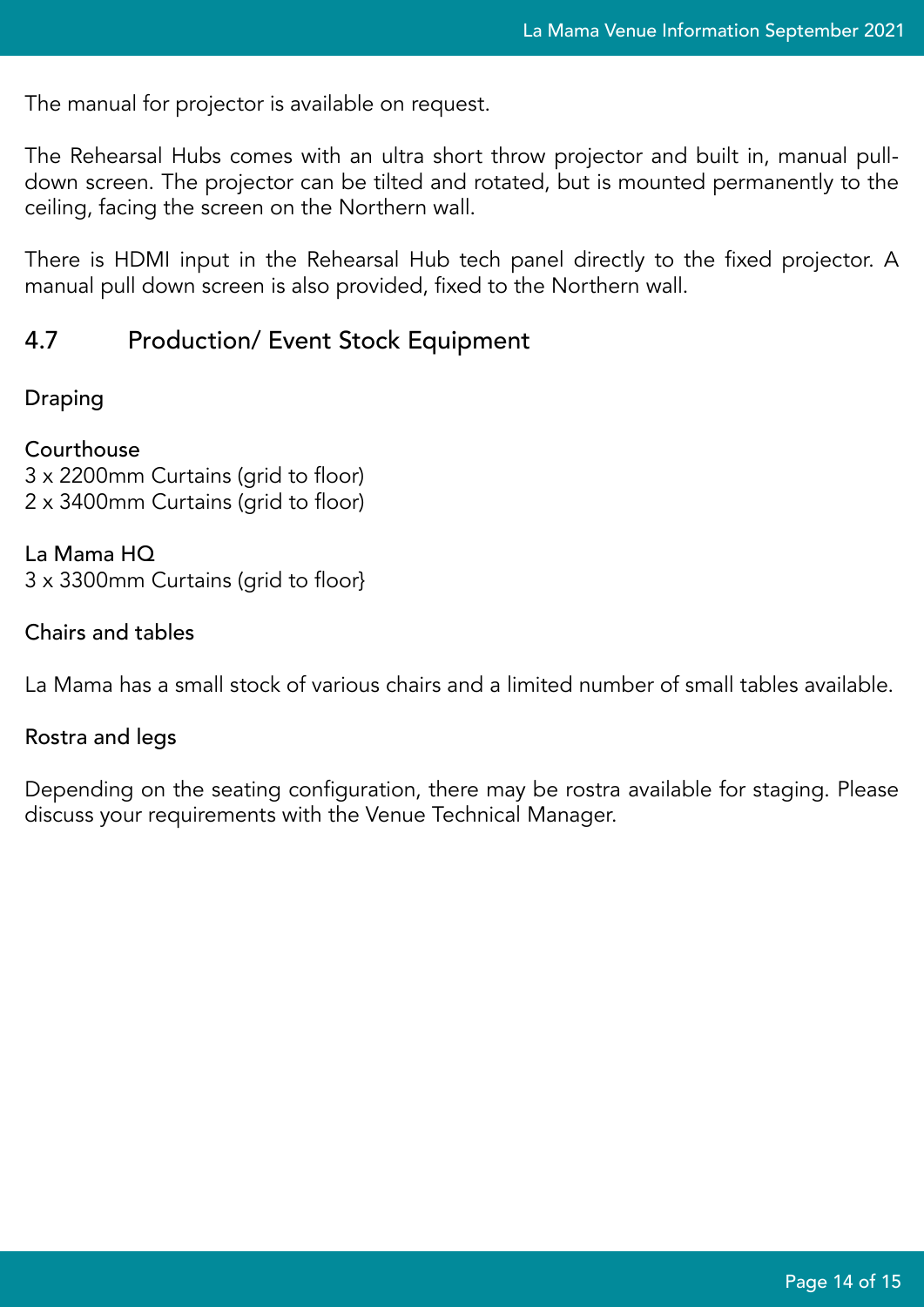The manual for projector is available on request.

The Rehearsal Hubs comes with an ultra short throw projector and built in, manual pull-down screen. The projector can be tilted and rotated, but is mounted permanently to the ceiling, facing the screen on the Northern wall.

There is HDMI input in the Rehearsal Hub tech panel directly to the fixed projector. A manual pull down screen is also provided, fixed to the Northern wall.

## 4.7 Production/ Event Stock Equipment

### Draping

#### Courthouse

3 x 2200mm Curtains (grid to floor)
2 x 3400mm Curtains (grid to floor)

#### La Mama HQ

3 x 3300mm Curtains (grid to floor}

### Chairs and tables

La Mama has a small stock of various chairs and a limited number of small tables available.

### Rostra and legs

Depending on the seating configuration, there may be rostra available for staging. Please discuss your requirements with the Venue Technical Manager.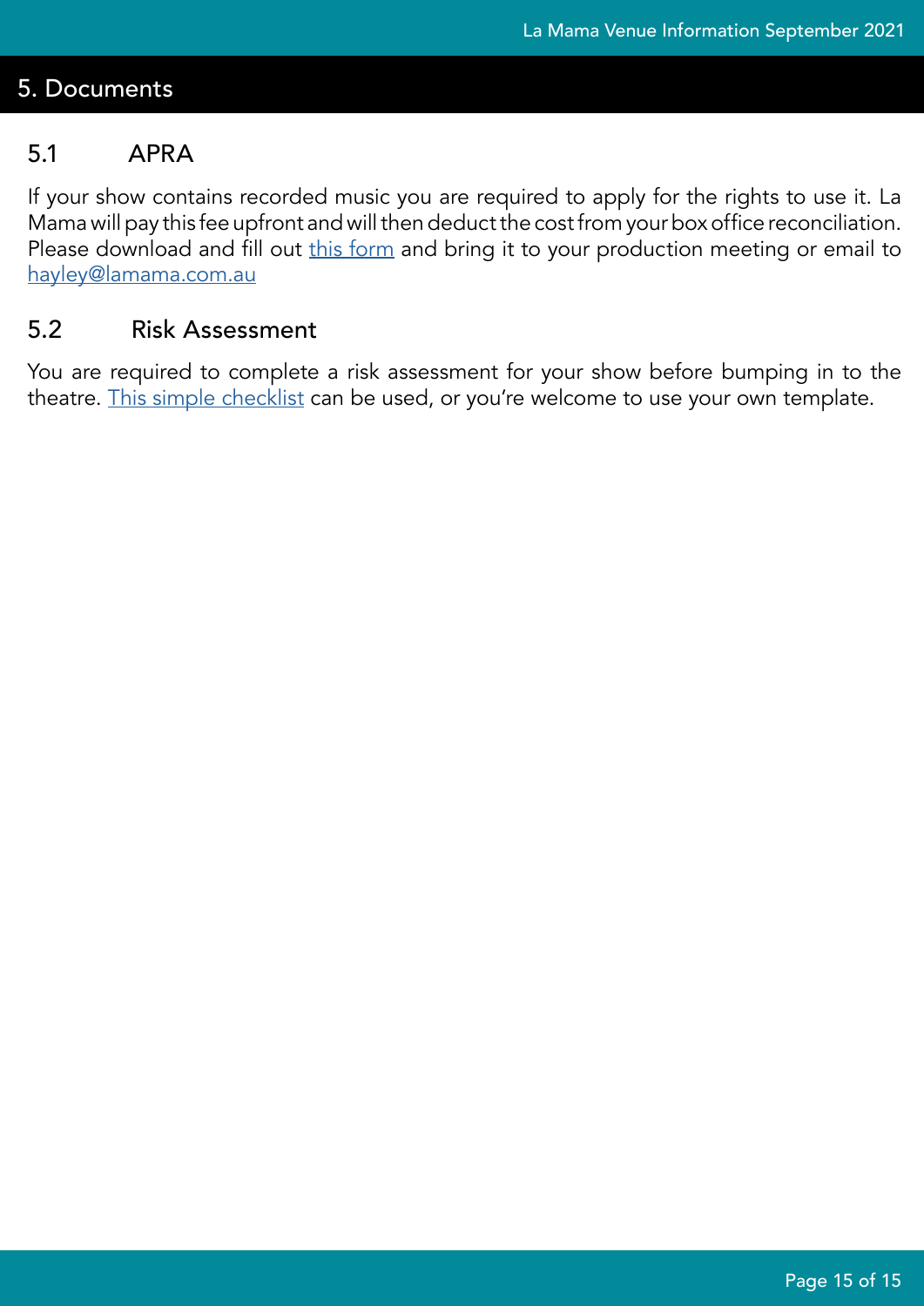# 5. Documents

## 5.1 APRA

If your show contains recorded music you are required to apply for the rights to use it. La Mama will pay this fee upfront and will then deduct the cost from your box office reconciliation. Please download and fill out this form and bring it to your production meeting or email to hayley@lamama.com.au

## 5.2 Risk Assessment

You are required to complete a risk assessment for your show before bumping in to the theatre. This simple checklist can be used, or you're welcome to use your own template.